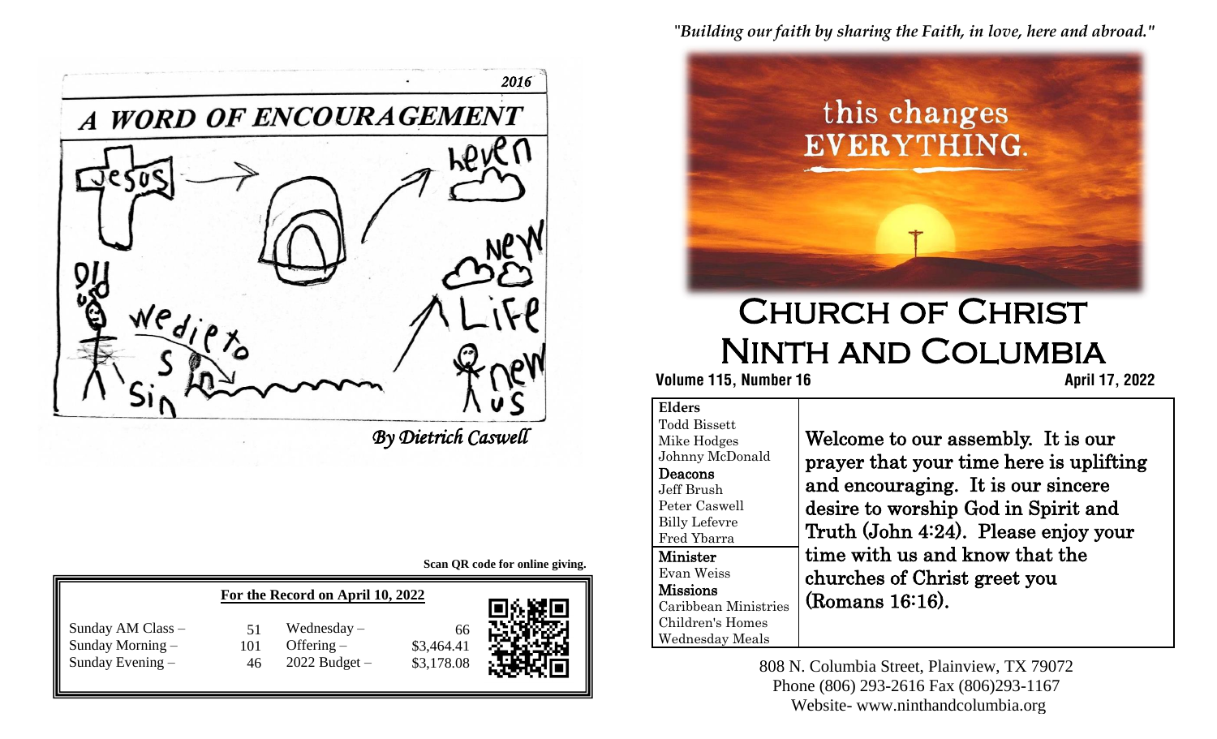2016

# A WORD OF ENCOURAGEMENT

Jesus → heven

Old us — we die to sin — sin

New Life — new us

*By Dietrich Caswell*

**Scan QR code for online giving.**

| **For the Record on April 10, 2022** | | | |
|---|---|---|---|
| Sunday AM Class – | 51 | Wednesday – | 66 |
| Sunday Morning – | 101 | Offering – | $3,464.41 |
| Sunday Evening – | 46 | 2022 Budget – | $3,178.08 |

*"Building our faith by sharing the Faith, in love, here and abroad."*

this changes EVERYTHING.

# Church of Christ Ninth and Columbia

**Volume 115, Number 16** **April 17, 2022**

**Elders**
Todd Bissett
Mike Hodges
Johnny McDonald

**Deacons**
Jeff Brush
Peter Caswell
Billy Lefevre
Fred Ybarra

**Minister**
Evan Weiss

**Missions**
Caribbean Ministries
Children's Homes
Wednesday Meals

Welcome to our assembly. It is our prayer that your time here is uplifting and encouraging. It is our sincere desire to worship God in Spirit and Truth (John 4:24). Please enjoy your time with us and know that the churches of Christ greet you (Romans 16:16).

808 N. Columbia Street, Plainview, TX 79072
Phone (806) 293-2616 Fax (806)293-1167
Website- www.ninthandcolumbia.org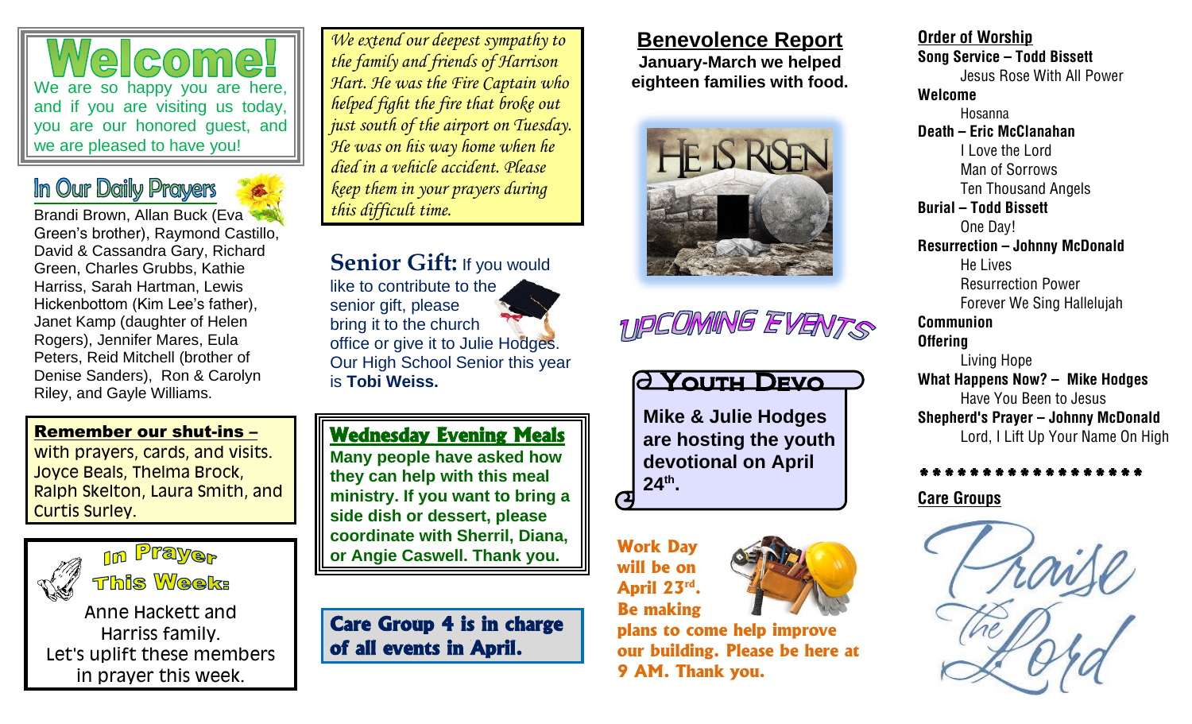# Welcome!

We are so happy you are here, and if you are visiting us today, you are our honored guest, and we are pleased to have you!

## In Our Daily Prayers

Brandi Brown, Allan Buck (Eva Green's brother), Raymond Castillo, David & Cassandra Gary, Richard Green, Charles Grubbs, Kathie Harriss, Sarah Hartman, Lewis Hickenbottom (Kim Lee's father), Janet Kamp (daughter of Helen Rogers), Jennifer Mares, Eula Peters, Reid Mitchell (brother of Denise Sanders), Ron & Carolyn Riley, and Gayle Williams.

**Remember our shut-ins –** with prayers, cards, and visits. Joyce Beals, Thelma Brock, Ralph Skelton, Laura Smith, and Curtis Surley.

## In Prayer This Week:

Anne Hackett and Harriss family.
Let's uplift these members in prayer this week.

*We extend our deepest sympathy to the family and friends of Harrison Hart. He was the Fire Captain who helped fight the fire that broke out just south of the airport on Tuesday. He was on his way home when he died in a vehicle accident. Please keep them in your prayers during this difficult time.*

**Senior Gift:** If you would like to contribute to the senior gift, please bring it to the church office or give it to Julie Hodges. Our High School Senior this year is **Tobi Weiss.**

## Wednesday Evening Meals

**Many people have asked how they can help with this meal ministry. If you want to bring a side dish or dessert, please coordinate with Sherril, Diana, or Angie Caswell. Thank you.**

**Care Group 4 is in charge of all events in April.**

## Benevolence Report

**January-March we helped eighteen families with food.**

## UPCOMING EVENTS

### Youth Devo

**Mike & Julie Hodges are hosting the youth devotional on April 24th.**

**Work Day will be on April 23rd. Be making plans to come help improve our building. Please be here at 9 AM. Thank you.**

## Order of Worship

**Song Service – Todd Bissett**
Jesus Rose With All Power

**Welcome**
Hosanna

**Death – Eric McClanahan**
I Love the Lord
Man of Sorrows
Ten Thousand Angels

**Burial – Todd Bissett**
One Day!

**Resurrection – Johnny McDonald**
He Lives
Resurrection Power
Forever We Sing Hallelujah

**Communion**

**Offering**
Living Hope

**What Happens Now? – Mike Hodges**
Have You Been to Jesus

**Shepherd's Prayer – Johnny McDonald**
Lord, I Lift Up Your Name On High

\*\*\*\*\*\*\*\*\*\*\*\*\*\*\*\*\*\*

## Care Groups